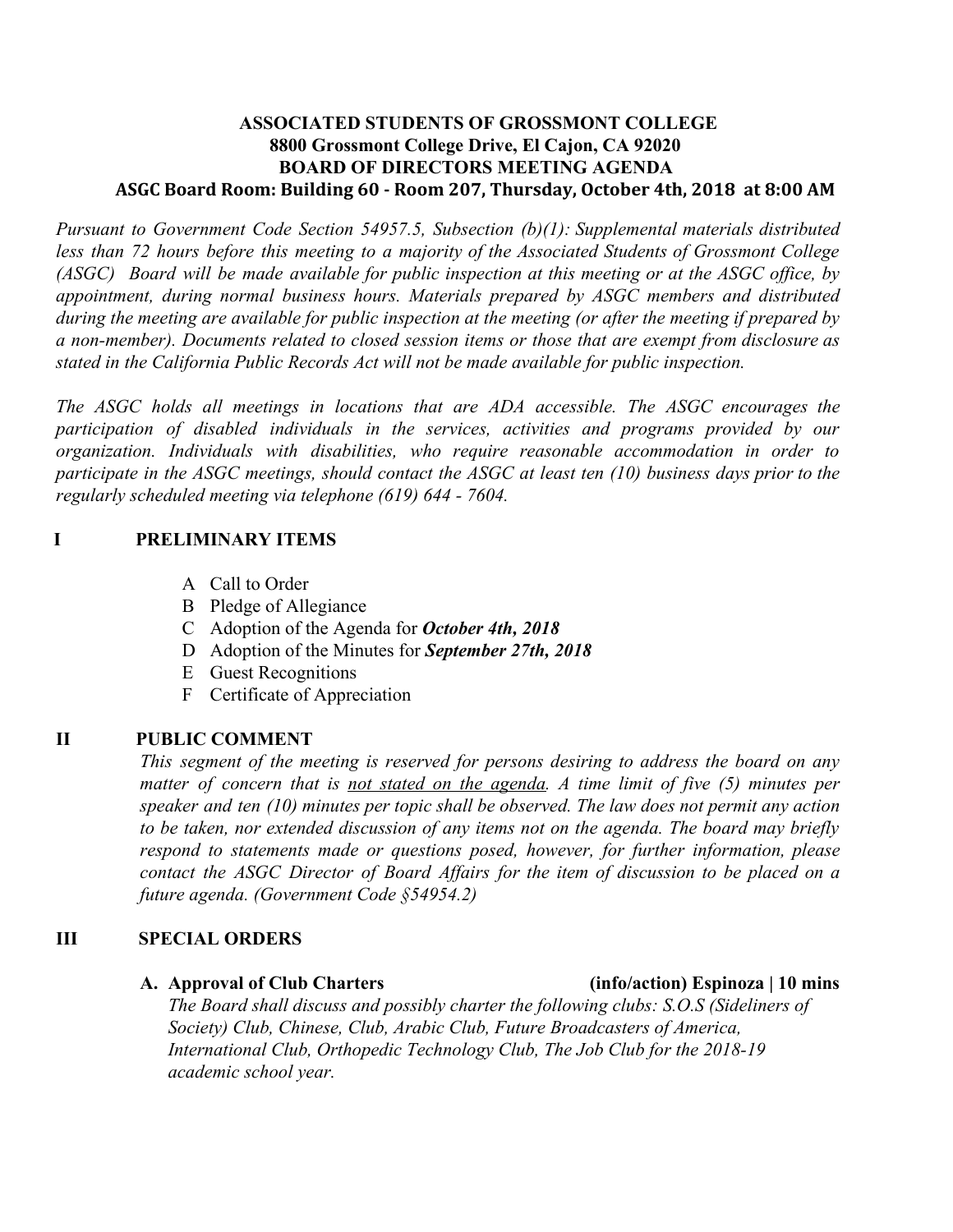**ASSOCIATED STUDENTS OF GROSSMONT COLLEGE**
**8800 Grossmont College Drive, El Cajon, CA 92020**
**BOARD OF DIRECTORS MEETING AGENDA**
**ASGC Board Room: Building 60 - Room 207, Thursday, October 4th, 2018 at 8:00 AM**

*Pursuant to Government Code Section 54957.5, Subsection (b)(1): Supplemental materials distributed less than 72 hours before this meeting to a majority of the Associated Students of Grossmont College (ASGC) Board will be made available for public inspection at this meeting or at the ASGC office, by appointment, during normal business hours. Materials prepared by ASGC members and distributed during the meeting are available for public inspection at the meeting (or after the meeting if prepared by a non-member). Documents related to closed session items or those that are exempt from disclosure as stated in the California Public Records Act will not be made available for public inspection.*

*The ASGC holds all meetings in locations that are ADA accessible. The ASGC encourages the participation of disabled individuals in the services, activities and programs provided by our organization. Individuals with disabilities, who require reasonable accommodation in order to participate in the ASGC meetings, should contact the ASGC at least ten (10) business days prior to the regularly scheduled meeting via telephone (619) 644 - 7604.*

## I PRELIMINARY ITEMS

A Call to Order
B Pledge of Allegiance
C Adoption of the Agenda for ***October 4th, 2018***
D Adoption of the Minutes for ***September 27th, 2018***
E Guest Recognitions
F Certificate of Appreciation

## II PUBLIC COMMENT

*This segment of the meeting is reserved for persons desiring to address the board on any matter of concern that is <u>not stated on the agenda</u>. A time limit of five (5) minutes per speaker and ten (10) minutes per topic shall be observed. The law does not permit any action to be taken, nor extended discussion of any items not on the agenda. The board may briefly respond to statements made or questions posed, however, for further information, please contact the ASGC Director of Board Affairs for the item of discussion to be placed on a future agenda. (Government Code §54954.2)*

## III SPECIAL ORDERS

**A. Approval of Club Charters** **(info/action) Espinoza | 10 mins**

*The Board shall discuss and possibly charter the following clubs: S.O.S (Sideliners of Society) Club, Chinese, Club, Arabic Club, Future Broadcasters of America, International Club, Orthopedic Technology Club, The Job Club for the 2018-19 academic school year.*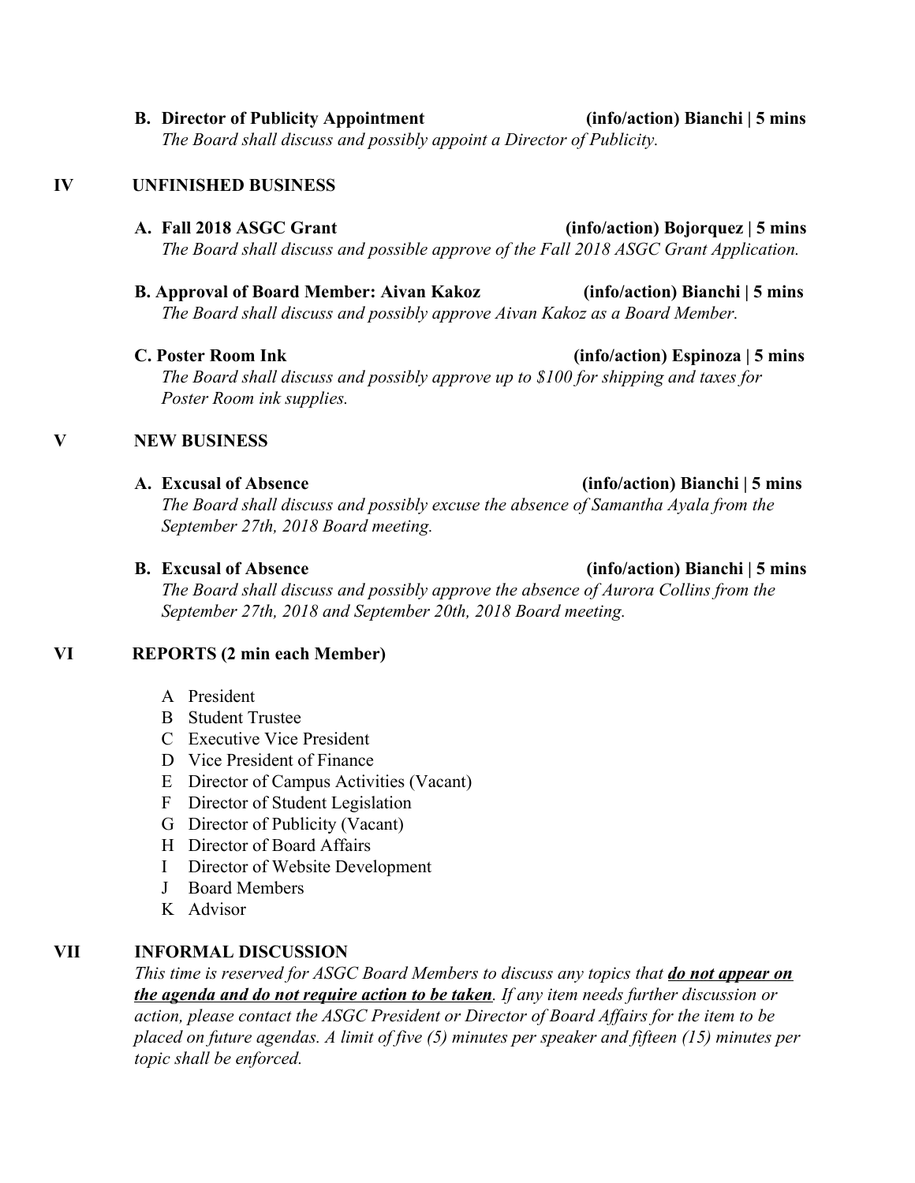**B. Director of Publicity Appointment (info/action) Bianchi | 5 mins**

*The Board shall discuss and possibly appoint a Director of Publicity.*

## IV UNFINISHED BUSINESS

**A. Fall 2018 ASGC Grant (info/action) Bojorquez | 5 mins**

*The Board shall discuss and possible approve of the Fall 2018 ASGC Grant Application.*

**B. Approval of Board Member: Aivan Kakoz (info/action) Bianchi | 5 mins**

*The Board shall discuss and possibly approve Aivan Kakoz as a Board Member.*

**C. Poster Room Ink (info/action) Espinoza | 5 mins**

*The Board shall discuss and possibly approve up to $100 for shipping and taxes for Poster Room ink supplies.*

## V NEW BUSINESS

**A. Excusal of Absence (info/action) Bianchi | 5 mins**

*The Board shall discuss and possibly excuse the absence of Samantha Ayala from the September 27th, 2018 Board meeting.*

**B. Excusal of Absence (info/action) Bianchi | 5 mins**

*The Board shall discuss and possibly approve the absence of Aurora Collins from the September 27th, 2018 and September 20th, 2018 Board meeting.*

## VI REPORTS (2 min each Member)

A President
B Student Trustee
C Executive Vice President
D Vice President of Finance
E Director of Campus Activities (Vacant)
F Director of Student Legislation
G Director of Publicity (Vacant)
H Director of Board Affairs
I Director of Website Development
J Board Members
K Advisor

## VII INFORMAL DISCUSSION

*This time is reserved for ASGC Board Members to discuss any topics that* ***do not appear on the agenda and do not require action to be taken****. If any item needs further discussion or action, please contact the ASGC President or Director of Board Affairs for the item to be placed on future agendas. A limit of five (5) minutes per speaker and fifteen (15) minutes per topic shall be enforced.*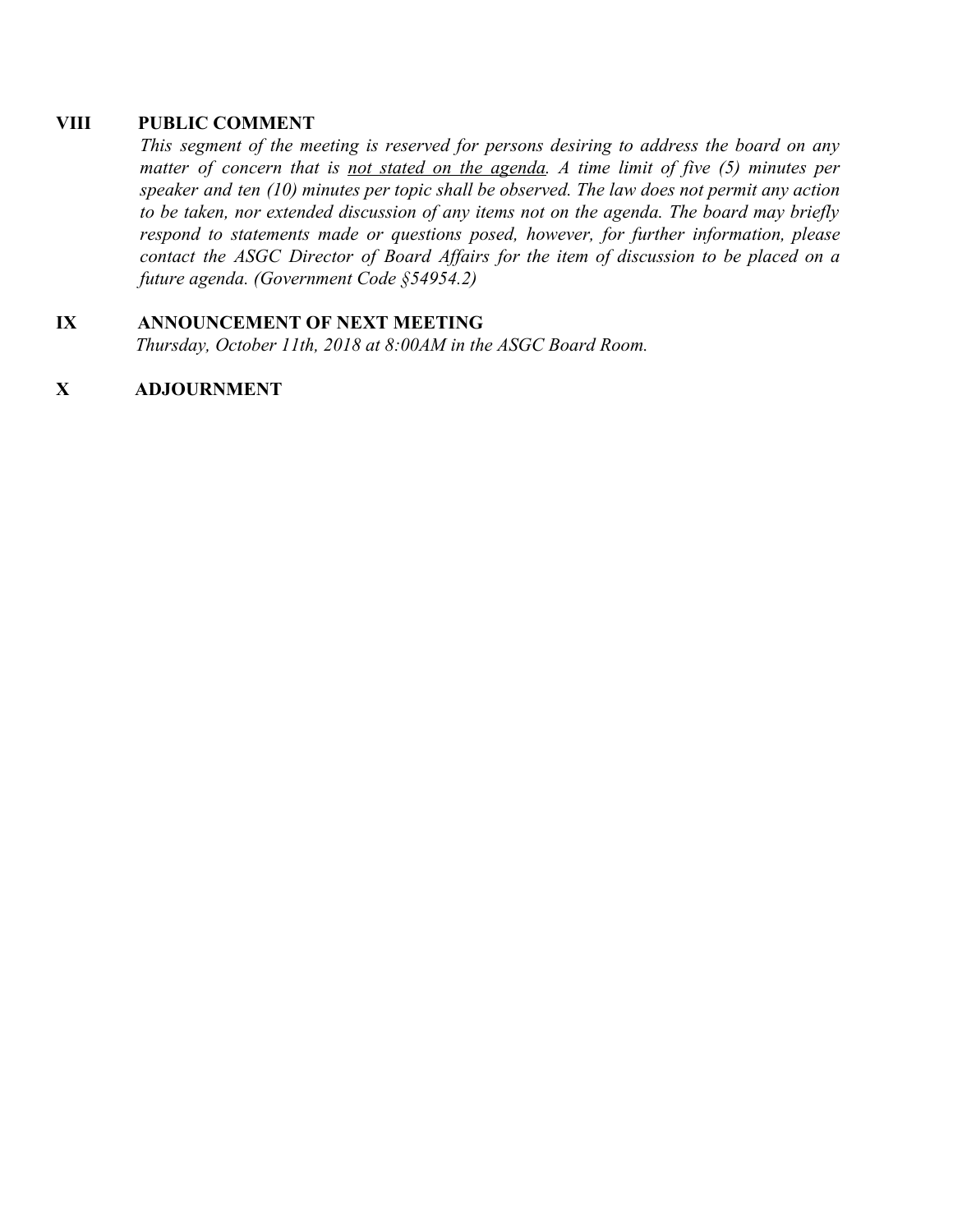## VIII PUBLIC COMMENT

*This segment of the meeting is reserved for persons desiring to address the board on any matter of concern that is <u>not stated on the agenda</u>. A time limit of five (5) minutes per speaker and ten (10) minutes per topic shall be observed. The law does not permit any action to be taken, nor extended discussion of any items not on the agenda. The board may briefly respond to statements made or questions posed, however, for further information, please contact the ASGC Director of Board Affairs for the item of discussion to be placed on a future agenda. (Government Code §54954.2)*

## IX ANNOUNCEMENT OF NEXT MEETING

*Thursday, October 11th, 2018 at 8:00AM in the ASGC Board Room.*

## X ADJOURNMENT